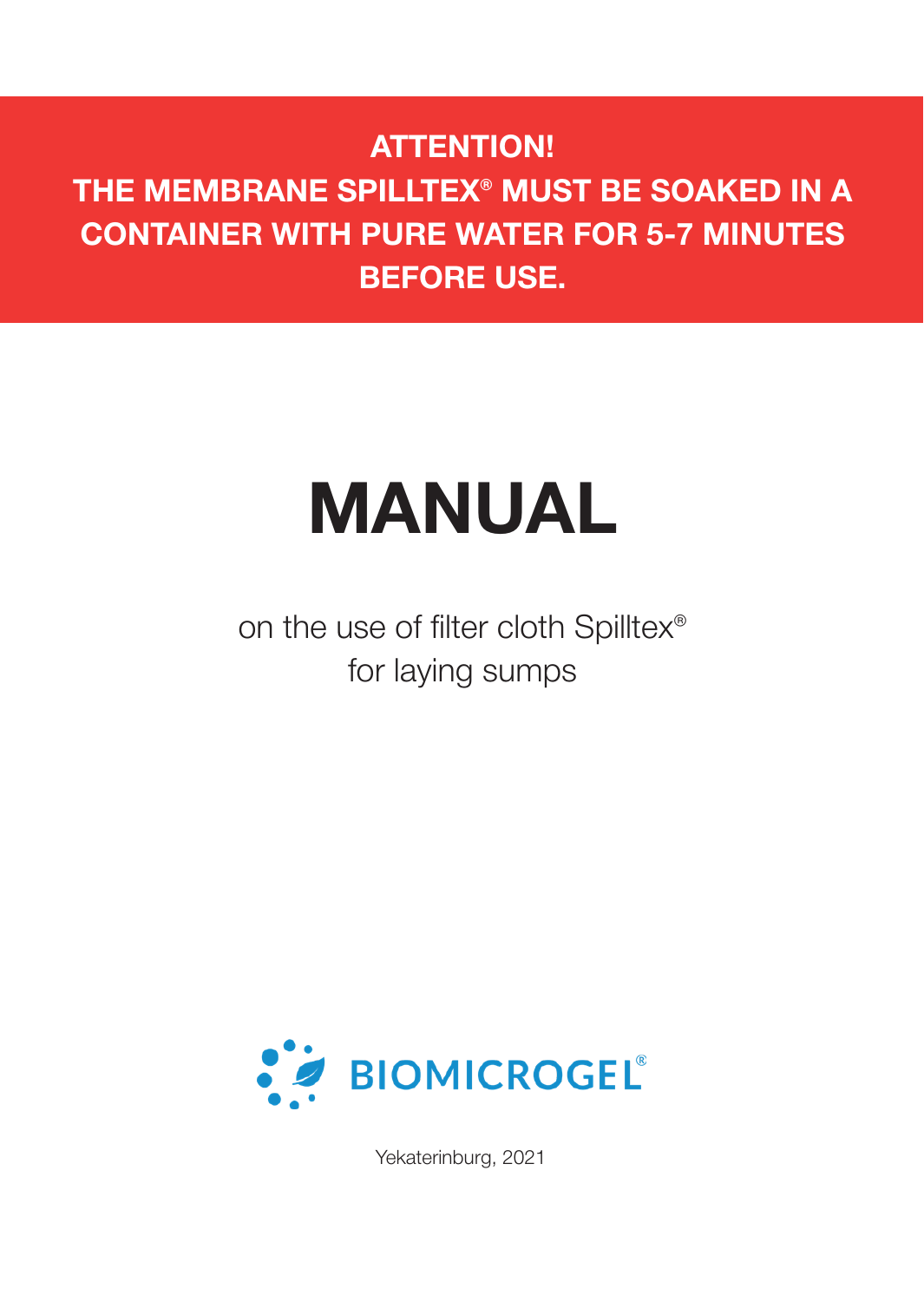**ATTENTION!**
**THE MEMBRANE SPILLTEX® MUST BE SOAKED IN A CONTAINER WITH PURE WATER FOR 5-7 MINUTES BEFORE USE.**

# MANUAL

on the use of filter cloth Spilltex®
for laying sumps

BIOMICROGEL®

Yekaterinburg, 2021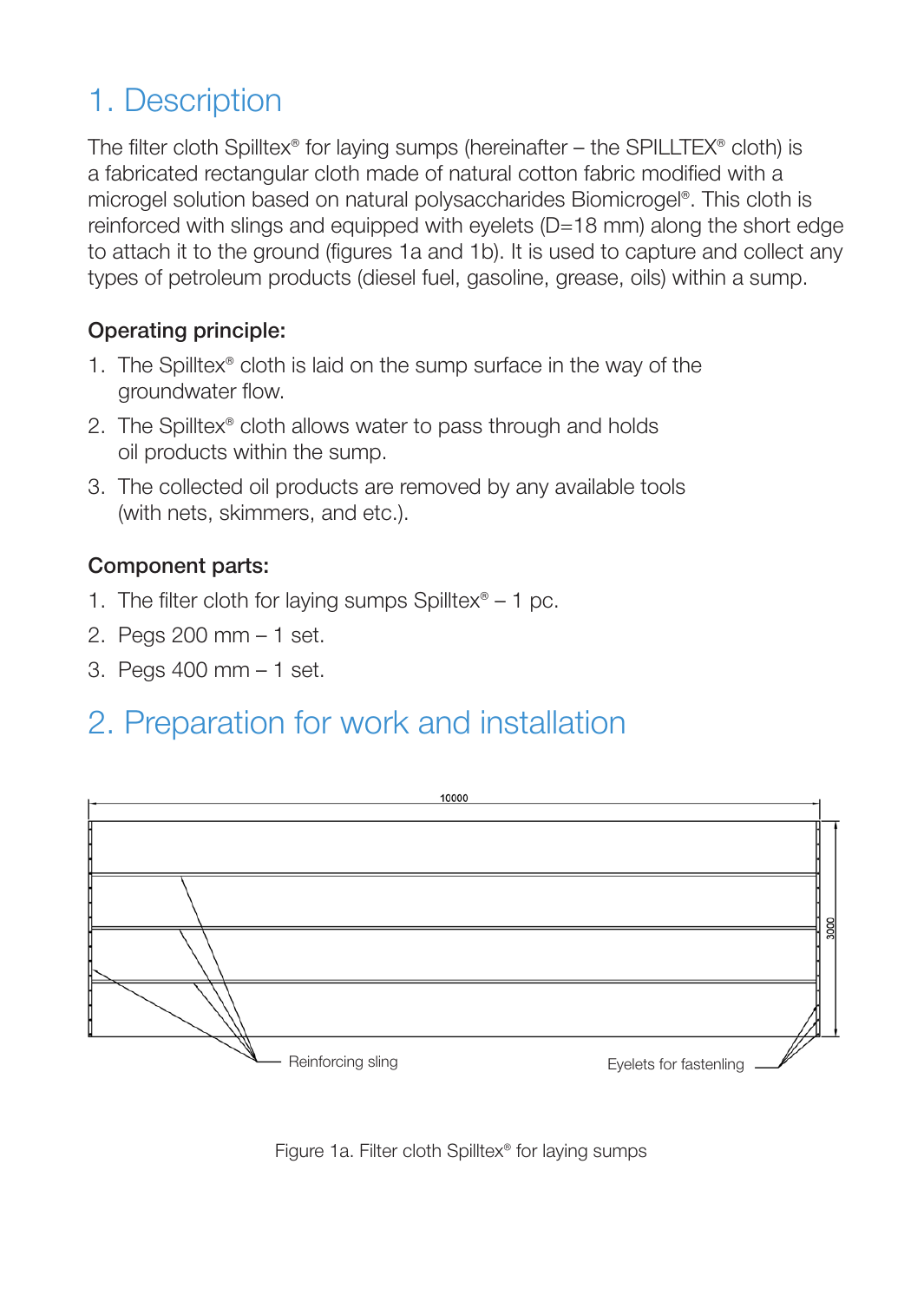# 1. Description

The filter cloth Spilltex® for laying sumps (hereinafter – the SPILLTEX® cloth) is a fabricated rectangular cloth made of natural cotton fabric modified with a microgel solution based on natural polysaccharides Biomicrogel®. This cloth is reinforced with slings and equipped with eyelets (D=18 mm) along the short edge to attach it to the ground (figures 1a and 1b). It is used to capture and collect any types of petroleum products (diesel fuel, gasoline, grease, oils) within a sump.

### Operating principle:

1. The Spilltex® cloth is laid on the sump surface in the way of the groundwater flow.
2. The Spilltex® cloth allows water to pass through and holds oil products within the sump.
3. The collected oil products are removed by any available tools (with nets, skimmers, and etc.).

### Component parts:

1. The filter cloth for laying sumps Spilltex® – 1 pc.
2. Pegs 200 mm – 1 set.
3. Pegs 400 mm – 1 set.

# 2. Preparation for work and installation

10000

3000

Reinforcing sling

Eyelets for fastenling

Figure 1a. Filter cloth Spilltex® for laying sumps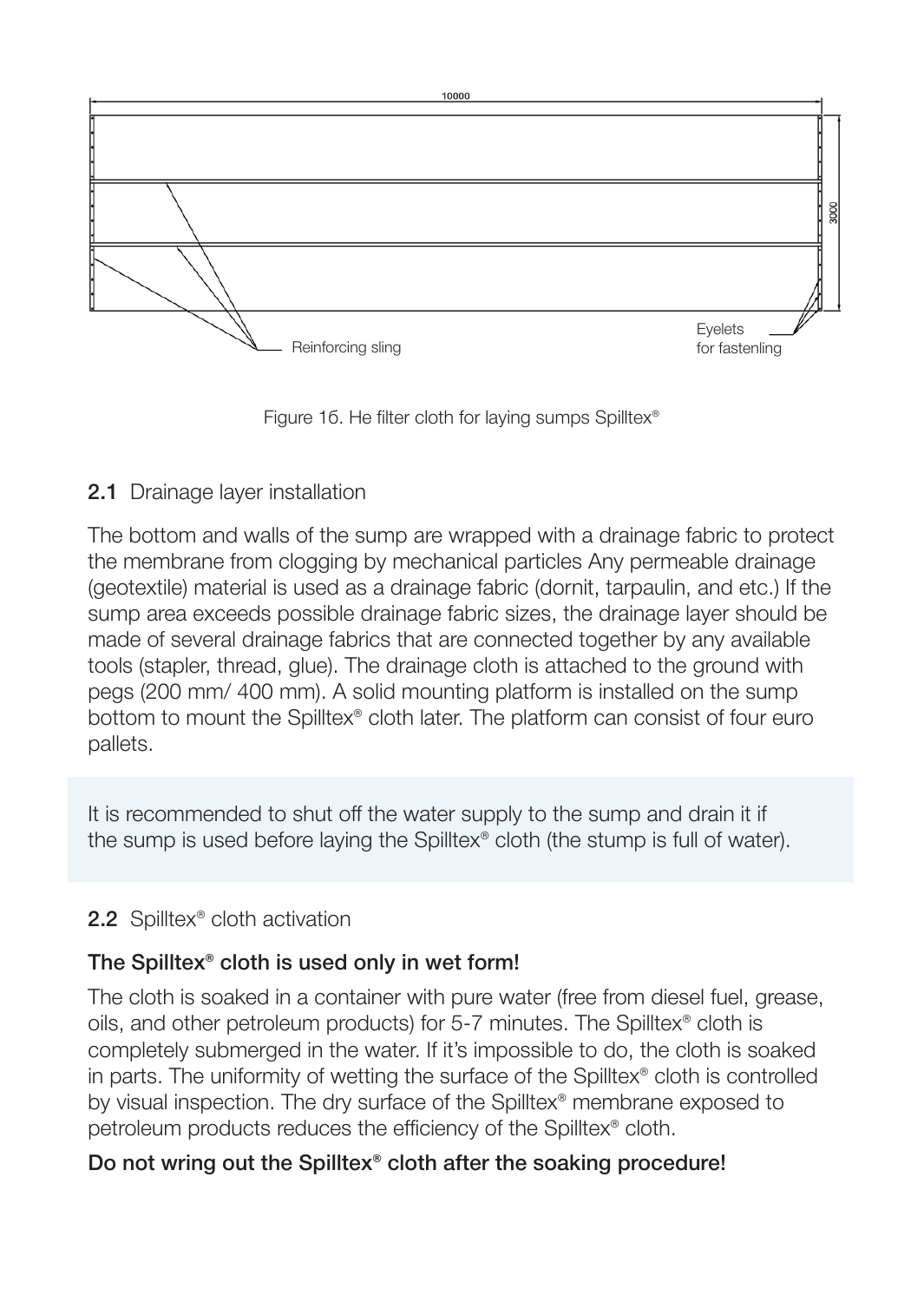10000

3000

Reinforcing sling

Eyelets for fastenling

Figure 1б. He filter cloth for laying sumps Spilltex®

**2.1** Drainage layer installation

The bottom and walls of the sump are wrapped with a drainage fabric to protect the membrane from clogging by mechanical particles Any permeable drainage (geotextile) material is used as a drainage fabric (dornit, tarpaulin, and etc.) If the sump area exceeds possible drainage fabric sizes, the drainage layer should be made of several drainage fabrics that are connected together by any available tools (stapler, thread, glue). The drainage cloth is attached to the ground with pegs (200 mm/ 400 mm). A solid mounting platform is installed on the sump bottom to mount the Spilltex® cloth later. The platform can consist of four euro pallets.

It is recommended to shut off the water supply to the sump and drain it if the sump is used before laying the Spilltex® cloth (the stump is full of water).

**2.2** Spilltex® cloth activation

**The Spilltex® cloth is used only in wet form!**

The cloth is soaked in a container with pure water (free from diesel fuel, grease, oils, and other petroleum products) for 5-7 minutes. The Spilltex® cloth is completely submerged in the water. If it's impossible to do, the cloth is soaked in parts. The uniformity of wetting the surface of the Spilltex® cloth is controlled by visual inspection. The dry surface of the Spilltex® membrane exposed to petroleum products reduces the efficiency of the Spilltex® cloth.

**Do not wring out the Spilltex® cloth after the soaking procedure!**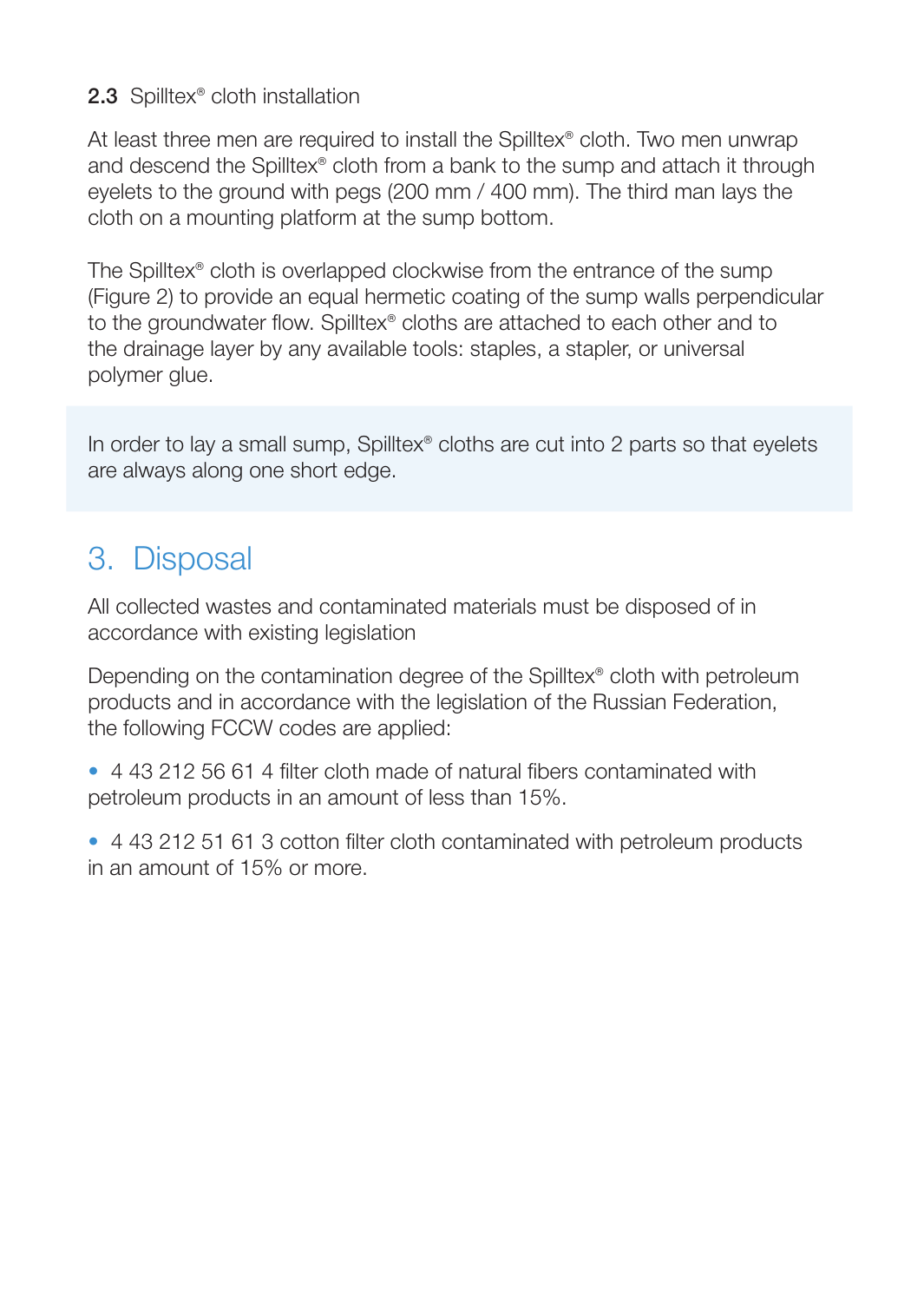### 2.3 Spilltex® cloth installation

At least three men are required to install the Spilltex® cloth. Two men unwrap and descend the Spilltex® cloth from a bank to the sump and attach it through eyelets to the ground with pegs (200 mm / 400 mm). The third man lays the cloth on a mounting platform at the sump bottom.

The Spilltex® cloth is overlapped clockwise from the entrance of the sump (Figure 2) to provide an equal hermetic coating of the sump walls perpendicular to the groundwater flow. Spilltex® cloths are attached to each other and to the drainage layer by any available tools: staples, a stapler, or universal polymer glue.

In order to lay a small sump, Spilltex® cloths are cut into 2 parts so that eyelets are always along one short edge.

# 3. Disposal

All collected wastes and contaminated materials must be disposed of in accordance with existing legislation

Depending on the contamination degree of the Spilltex® cloth with petroleum products and in accordance with the legislation of the Russian Federation, the following FCCW codes are applied:

- 4 43 212 56 61 4 filter cloth made of natural fibers contaminated with petroleum products in an amount of less than 15%.
- 4 43 212 51 61 3 cotton filter cloth contaminated with petroleum products in an amount of 15% or more.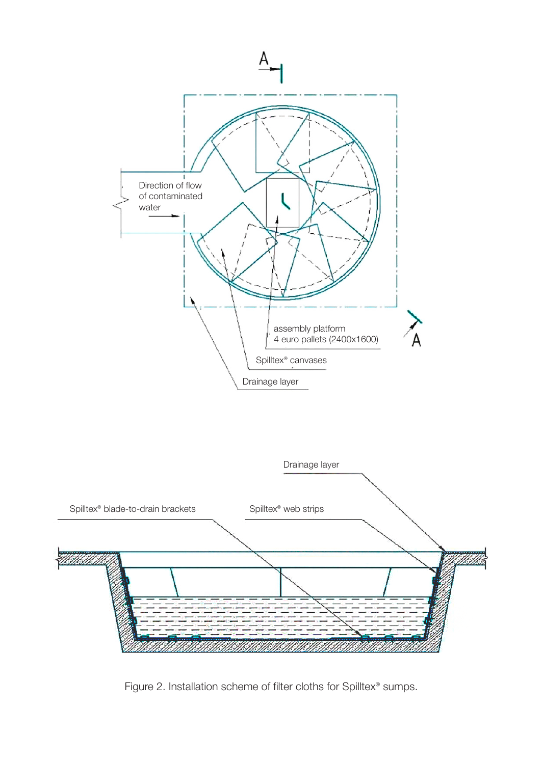A

Direction of flow of contaminated water

assembly platform
4 euro pallets (2400x1600)

Spilltex® canvases

Drainage layer

A

Drainage layer

Spilltex® blade-to-drain brackets

Spilltex® web strips

Figure 2. Installation scheme of filter cloths for Spilltex® sumps.